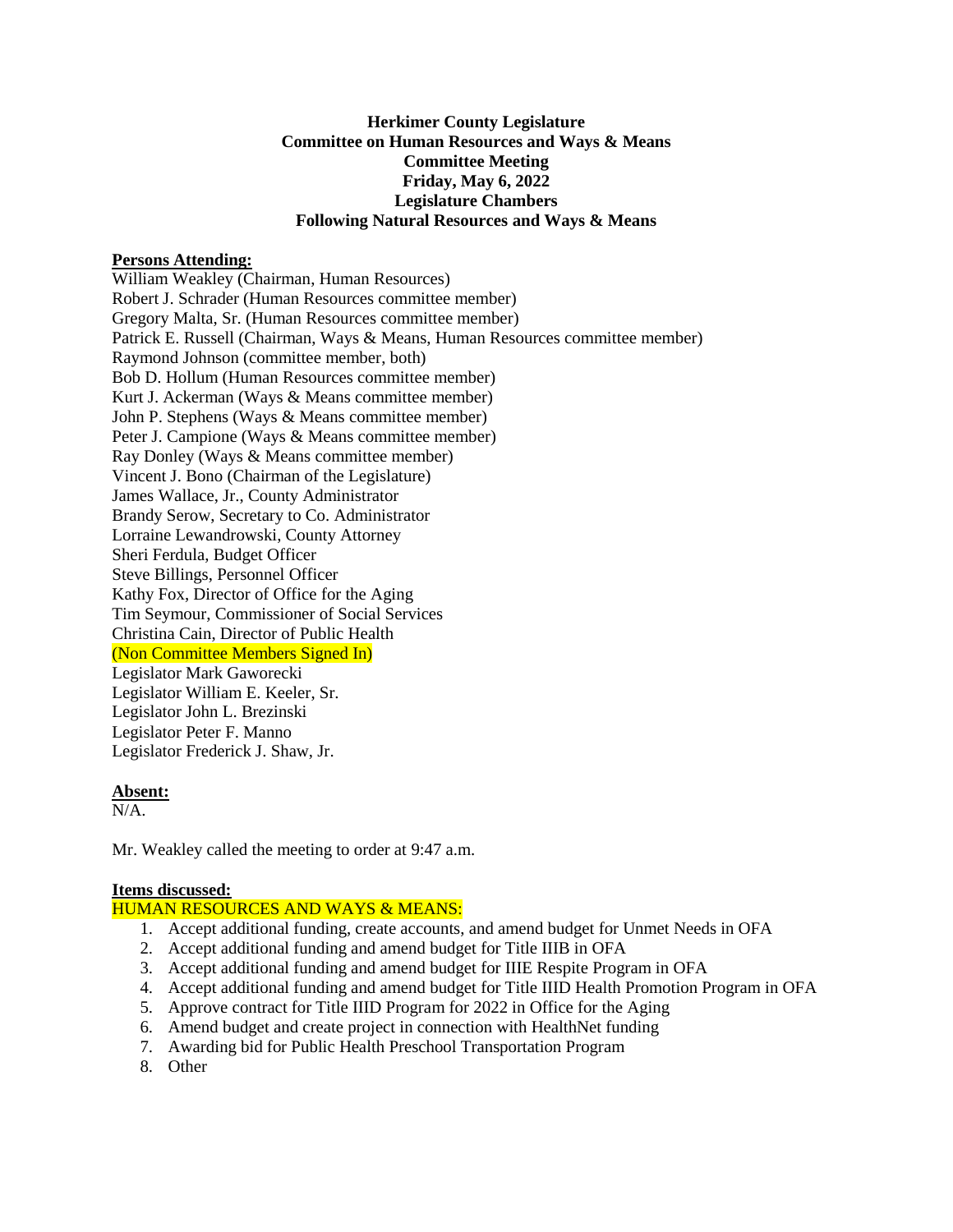**Herkimer County Legislature**
**Committee on Human Resources and Ways & Means**
**Committee Meeting**
**Friday, May 6, 2022**
**Legislature Chambers**
**Following Natural Resources and Ways & Means**

**Persons Attending:**

William Weakley (Chairman, Human Resources)
Robert J. Schrader (Human Resources committee member)
Gregory Malta, Sr. (Human Resources committee member)
Patrick E. Russell (Chairman, Ways & Means, Human Resources committee member)
Raymond Johnson (committee member, both)
Bob D. Hollum (Human Resources committee member)
Kurt J. Ackerman (Ways & Means committee member)
John P. Stephens (Ways & Means committee member)
Peter J. Campione (Ways & Means committee member)
Ray Donley (Ways & Means committee member)
Vincent J. Bono (Chairman of the Legislature)
James Wallace, Jr., County Administrator
Brandy Serow, Secretary to Co. Administrator
Lorraine Lewandrowski, County Attorney
Sheri Ferdula, Budget Officer
Steve Billings, Personnel Officer
Kathy Fox, Director of Office for the Aging
Tim Seymour, Commissioner of Social Services
Christina Cain, Director of Public Health
(Non Committee Members Signed In)
Legislator Mark Gaworecki
Legislator William E. Keeler, Sr.
Legislator John L. Brezinski
Legislator Peter F. Manno
Legislator Frederick J. Shaw, Jr.

**Absent:**

N/A.

Mr. Weakley called the meeting to order at 9:47 a.m.

**Items discussed:**

HUMAN RESOURCES AND WAYS & MEANS:

1. Accept additional funding, create accounts, and amend budget for Unmet Needs in OFA
2. Accept additional funding and amend budget for Title IIIB in OFA
3. Accept additional funding and amend budget for IIIE Respite Program in OFA
4. Accept additional funding and amend budget for Title IIID Health Promotion Program in OFA
5. Approve contract for Title IIID Program for 2022 in Office for the Aging
6. Amend budget and create project in connection with HealthNet funding
7. Awarding bid for Public Health Preschool Transportation Program
8. Other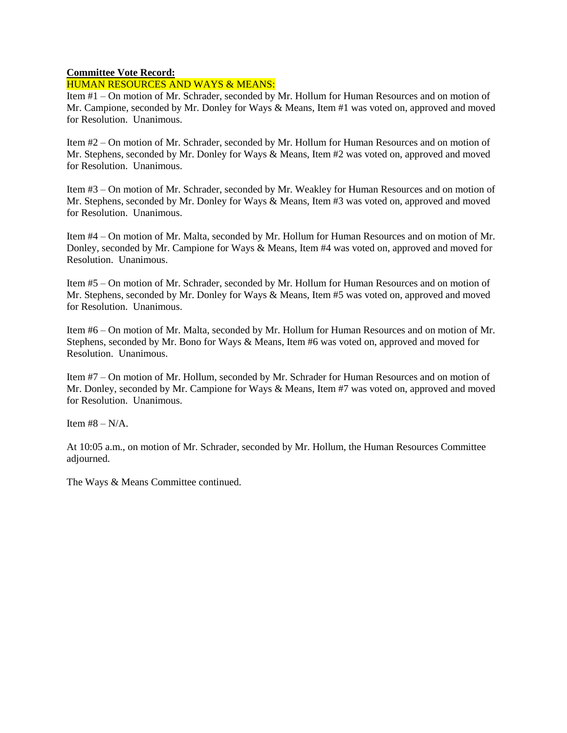**Committee Vote Record:**

HUMAN RESOURCES AND WAYS & MEANS:

Item #1 – On motion of Mr. Schrader, seconded by Mr. Hollum for Human Resources and on motion of Mr. Campione, seconded by Mr. Donley for Ways & Means, Item #1 was voted on, approved and moved for Resolution. Unanimous.

Item #2 – On motion of Mr. Schrader, seconded by Mr. Hollum for Human Resources and on motion of Mr. Stephens, seconded by Mr. Donley for Ways & Means, Item #2 was voted on, approved and moved for Resolution. Unanimous.

Item #3 – On motion of Mr. Schrader, seconded by Mr. Weakley for Human Resources and on motion of Mr. Stephens, seconded by Mr. Donley for Ways & Means, Item #3 was voted on, approved and moved for Resolution. Unanimous.

Item #4 – On motion of Mr. Malta, seconded by Mr. Hollum for Human Resources and on motion of Mr. Donley, seconded by Mr. Campione for Ways & Means, Item #4 was voted on, approved and moved for Resolution. Unanimous.

Item #5 – On motion of Mr. Schrader, seconded by Mr. Hollum for Human Resources and on motion of Mr. Stephens, seconded by Mr. Donley for Ways & Means, Item #5 was voted on, approved and moved for Resolution. Unanimous.

Item #6 – On motion of Mr. Malta, seconded by Mr. Hollum for Human Resources and on motion of Mr. Stephens, seconded by Mr. Bono for Ways & Means, Item #6 was voted on, approved and moved for Resolution. Unanimous.

Item #7 – On motion of Mr. Hollum, seconded by Mr. Schrader for Human Resources and on motion of Mr. Donley, seconded by Mr. Campione for Ways & Means, Item #7 was voted on, approved and moved for Resolution. Unanimous.

Item #8 – N/A.

At 10:05 a.m., on motion of Mr. Schrader, seconded by Mr. Hollum, the Human Resources Committee adjourned.

The Ways & Means Committee continued.